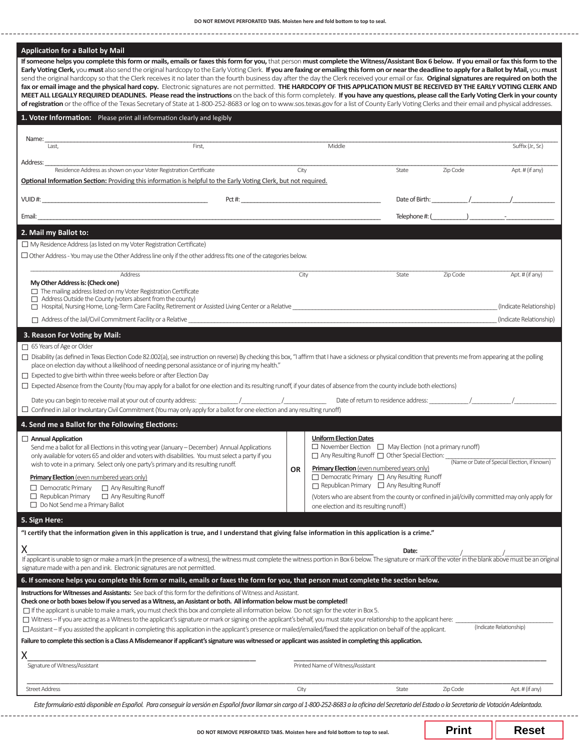DO NOT REMOVE PERFORATED TABS. Moisten here and fold bottom to top to seal.

## Application for a Ballot by Mail

**If someone helps you complete this form or mails, emails or faxes this form for you,** that person **must complete the Witness/Assistant Box 6 below. If you email or fax this form to the Early Voting Clerk,** you **must** also send the original hardcopy to the Early Voting Clerk. **If you are faxing or emailing this form on or near the deadline to apply for a Ballot by Mail,** you **must** send the original hardcopy so that the Clerk receives it no later than the fourth business day after the day the Clerk received your email or fax. **Original signatures are required on both the fax or email image and the physical hard copy.** Electronic signatures are not permitted. **THE HARDCOPY OF THIS APPLICATION MUST BE RECEIVED BY THE EARLY VOTING CLERK AND MEET ALL LEGALLY REQUIRED DEADLINES. Please read the instructions** on the back of this form completely. **If you have any questions, please call the Early Voting Clerk in your county of registration** or the office of the Texas Secretary of State at 1-800-252-8683 or log on to www.sos.texas.gov for a list of County Early Voting Clerks and their email and physical addresses.

### 1. Voter Information: Please print all information clearly and legibly

Name: ______________________________________________
Last, First, Middle Suffix (Jr, Sr)

Address: ______________________________________________
Residence Address as shown on your Voter Registration Certificate City State Zip Code Apt. # (if any)

Optional Information Section: Providing this information is helpful to the Early Voting Clerk, but not required.

VUID #: ____________ Pct #: ____________ Date of Birth: ____/____/____

Email: ____________ Telephone #: (____) ____-______

### 2. Mail my Ballot to:

- ☐ My Residence Address (as listed on my Voter Registration Certificate)
- ☐ Other Address - You may use the Other Address line only if the other address fits one of the categories below.

______________________________________________
Address City State Zip Code Apt. # (if any)

**My Other Address is: (Check one)**

- ☐ The mailing address listed on my Voter Registration Certificate
- ☐ Address Outside the County (voters absent from the county)
- ☐ Hospital, Nursing Home, Long-Term Care Facility, Retirement or Assisted Living Center or a Relative ____________ (Indicate Relationship)
- ☐ Address of the Jail/Civil Commitment Facility or a Relative ____________ (Indicate Relationship)

### 3. Reason For Voting by Mail:

- ☐ 65 Years of Age or Older
- ☐ Disability (as defined in Texas Election Code 82.002(a), see instruction on reverse) By checking this box, "I affirm that I have a sickness or physical condition that prevents me from appearing at the polling place on election day without a likelihood of needing personal assistance or of injuring my health."
- ☐ Expected to give birth within three weeks before or after Election Day
- ☐ Expected Absence from the County (You may apply for a ballot for one election and its resulting runoff, if your dates of absence from the county include both elections)

  Date you can begin to receive mail at your out of county address: ____/____/____ Date of return to residence address: ____/____/____
- ☐ Confined in Jail or Involuntary Civil Commitment (You may only apply for a ballot for one election and any resulting runoff)

### 4. Send me a Ballot for the Following Elections:

☐ **Annual Application**
Send me a ballot for all Elections in this voting year (January – December) Annual Applications only available for voters 65 and older and voters with disabilities. You must select a party if you wish to vote in a primary. Select only one party's primary and its resulting runoff.

**Primary Election** (even numbered years only)

- ☐ Democratic Primary ☐ Any Resulting Runoff
- ☐ Republican Primary ☐ Any Resulting Runoff
- ☐ Do Not Send me a Primary Ballot

**OR**

**Uniform Election Dates**

- ☐ November Election ☐ May Election (not a primary runoff)
- ☐ Any Resulting Runoff ☐ Other Special Election: ____________ (Name or Date of Special Election, if known)

**Primary Election** (even numbered years only)

- ☐ Democratic Primary ☐ Any Resulting Runoff
- ☐ Republican Primary ☐ Any Resulting Runoff

(Voters who are absent from the county or confined in jail/civilly committed may only apply for one election and its resulting runoff.)

### 5. Sign Here:

**"I certify that the information given in this application is true, and I understand that giving false information in this application is a crime."**

X ______________________________ **Date:** ____/____/____

If applicant is unable to sign or make a mark (in the presence of a witness), the witness must complete the witness portion in Box 6 below. The signature or mark of the voter in the blank above must be an original signature made with a pen and ink. Electronic signatures are not permitted.

### 6. If someone helps you complete this form or mails, emails or faxes the form for you, that person must complete the section below.

**Instructions for Witnesses and Assistants:** See back of this form for the definitions of Witness and Assistant.
**Check one or both boxes below if you served as a Witness, an Assistant or both. All information below must be completed!**

- ☐ If the applicant is unable to make a mark, you must check this box and complete all information below. Do not sign for the voter in Box 5.
- ☐ Witness – If you are acting as a Witness to the applicant's signature or mark or signing on the applicant's behalf, you must state your relationship to the applicant here: ____________ (Indicate Relationship)
- ☐ Assistant – If you assisted the applicant in completing this application in the applicant's presence or mailed/emailed/faxed the application on behalf of the applicant.

**Failure to complete this section is a Class A Misdemeanor if applicant's signature was witnessed or applicant was assisted in completing this application.**

X ______________________ ______________________
Signature of Witness/Assistant Printed Name of Witness/Assistant

______________________________________________
Street Address City State Zip Code Apt. # (if any)

*Este formulario está disponible en Español. Para conseguir la versión en Español favor llamar sin cargo al 1-800-252-8683 a la oficina del Secretario del Estado o la Secretaría de Votación Adelantada.*

DO NOT REMOVE PERFORATED TABS. Moisten here and fold bottom to top to seal.

Print Reset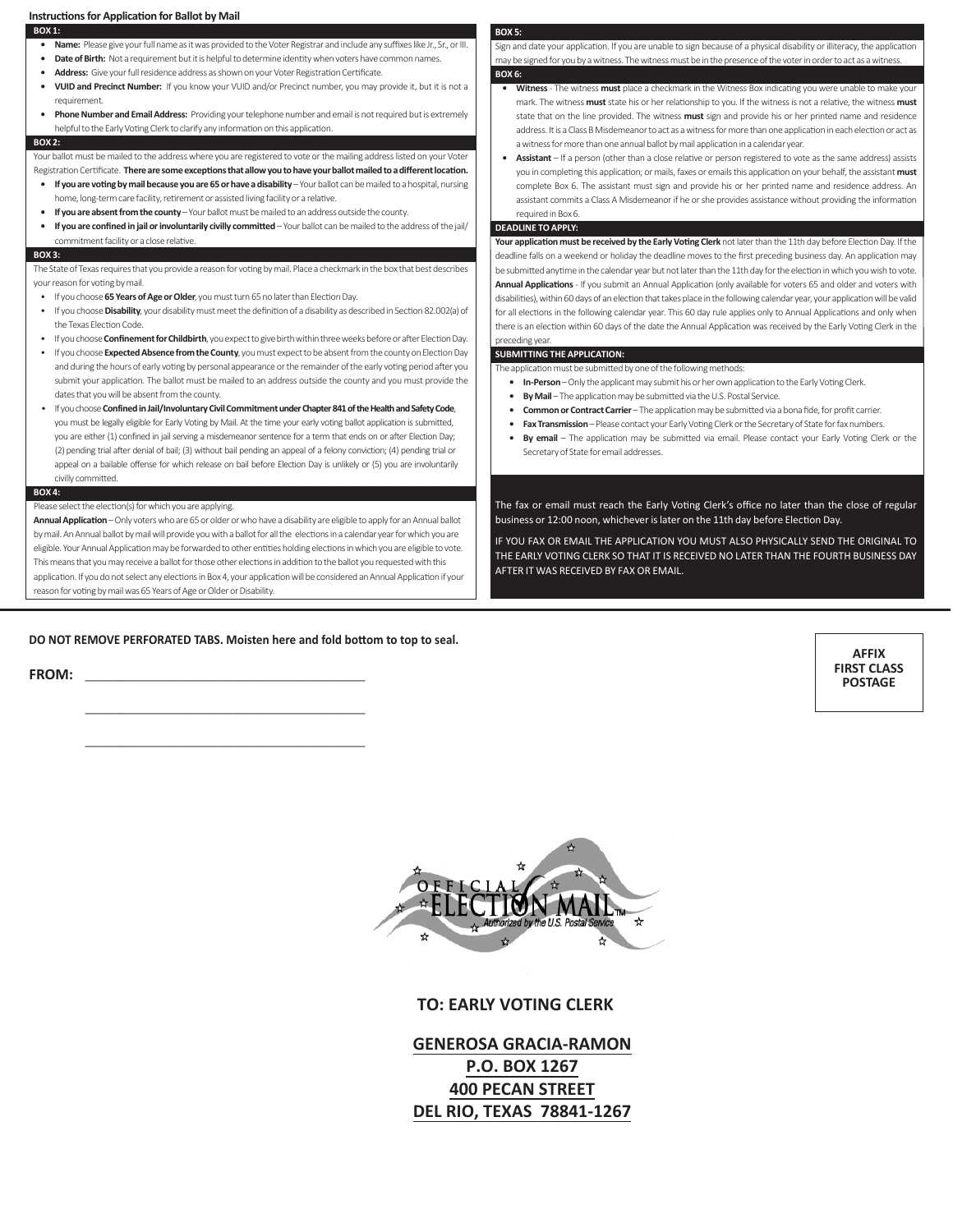## Instructions for Application for Ballot by Mail

**BOX 1:**

- **Name:** Please give your full name as it was provided to the Voter Registrar and include any suffixes like Jr., Sr., or III.
- **Date of Birth:** Not a requirement but it is helpful to determine identity when voters have common names.
- **Address:** Give your full residence address as shown on your Voter Registration Certificate.
- **VUID and Precinct Number:** If you know your VUID and/or Precinct number, you may provide it, but it is not a requirement.
- **Phone Number and Email Address:** Providing your telephone number and email is not required but is extremely helpful to the Early Voting Clerk to clarify any information on this application.

**BOX 2:**

Your ballot must be mailed to the address where you are registered to vote or the mailing address listed on your Voter Registration Certificate. **There are some exceptions that allow you to have your ballot mailed to a different location.**

- **If you are voting by mail because you are 65 or have a disability** – Your ballot can be mailed to a hospital, nursing home, long-term care facility, retirement or assisted living facility or a relative.
- **If you are absent from the county** – Your ballot must be mailed to an address outside the county.
- **If you are confined in jail or involuntarily civilly committed** – Your ballot can be mailed to the address of the jail/commitment facility or a close relative.

**BOX 3:**

The State of Texas requires that you provide a reason for voting by mail. Place a checkmark in the box that best describes your reason for voting by mail.

- If you choose **65 Years of Age or Older**, you must turn 65 no later than Election Day.
- If you choose **Disability**, your disability must meet the definition of a disability as described in Section 82.002(a) of the Texas Election Code.
- If you choose **Confinement for Childbirth**, you expect to give birth within three weeks before or after Election Day.
- If you choose **Expected Absence from the County**, you must expect to be absent from the county on Election Day and during the hours of early voting by personal appearance or the remainder of the early voting period after you submit your application. The ballot must be mailed to an address outside the county and you must provide the dates that you will be absent from the county.
- If you choose **Confined in Jail/Involuntary Civil Commitment under Chapter 841 of the Health and Safety Code**, you must be legally eligible for Early Voting by Mail. At the time your early voting ballot application is submitted, you are either (1) confined in jail serving a misdemeanor sentence for a term that ends on or after Election Day; (2) pending trial after denial of bail; (3) without bail pending an appeal of a felony conviction; (4) pending trial or appeal on a bailable offense for which release on bail before Election Day is unlikely or (5) you are involuntarily civilly committed.

**BOX 4:**

Please select the election(s) for which you are applying.

**Annual Application** – Only voters who are 65 or older or who have a disability are eligible to apply for an Annual ballot by mail. An Annual ballot by mail will provide you with a ballot for all the elections in a calendar year for which you are eligible. Your Annual Application may be forwarded to other entities holding elections in which you are eligible to vote. This means that you may receive a ballot for those other elections in addition to the ballot you requested with this application. If you do not select any elections in Box 4, your application will be considered an Annual Application if your reason for voting by mail was 65 Years of Age or Older or Disability.

**BOX 5:**

Sign and date your application. If you are unable to sign because of a physical disability or illiteracy, the application may be signed for you by a witness. The witness must be in the presence of the voter in order to act as a witness.

**BOX 6:**

- **Witness** - The witness **must** place a checkmark in the Witness Box indicating you were unable to make your mark. The witness **must** state his or her relationship to you. If the witness is not a relative, the witness **must** state that on the line provided. The witness **must** sign and provide his or her printed name and residence address. It is a Class B Misdemeanor to act as a witness for more than one application in each election or act as a witness for more than one annual ballot by mail application in a calendar year.
- **Assistant** – If a person (other than a close relative or person registered to vote as the same address) assists you in completing this application; or mails, faxes or emails this application on your behalf, the assistant **must** complete Box 6. The assistant must sign and provide his or her printed name and residence address. An assistant commits a Class A Misdemeanor if he or she provides assistance without providing the information required in Box 6.

**DEADLINE TO APPLY:**

**Your application must be received by the Early Voting Clerk** not later than the 11th day before Election Day. If the deadline falls on a weekend or holiday the deadline moves to the first preceding business day. An application may be submitted anytime in the calendar year but not later than the 11th day for the election in which you wish to vote. **Annual Applications** - If you submit an Annual Application (only available for voters 65 and older and voters with disabilities), within 60 days of an election that takes place in the following calendar year, your application will be valid for all elections in the following calendar year. This 60 day rule applies only to Annual Applications and only when there is an election within 60 days of the date the Annual Application was received by the Early Voting Clerk in the preceding year.

**SUBMITTING THE APPLICATION:**

The application must be submitted by one of the following methods:

- **In-Person** – Only the applicant may submit his or her own application to the Early Voting Clerk.
- **By Mail** – The application may be submitted via the U.S. Postal Service.
- **Common or Contract Carrier** – The application may be submitted via a bona fide, for profit carrier.
- **Fax Transmission** – Please contact your Early Voting Clerk or the Secretary of State for fax numbers.
- **By email** – The application may be submitted via email. Please contact your Early Voting Clerk or the Secretary of State for email addresses.

The fax or email must reach the Early Voting Clerk's office no later than the close of regular business or 12:00 noon, whichever is later on the 11th day before Election Day.

IF YOU FAX OR EMAIL THE APPLICATION YOU MUST ALSO PHYSICALLY SEND THE ORIGINAL TO THE EARLY VOTING CLERK SO THAT IT IS RECEIVED NO LATER THAN THE FOURTH BUSINESS DAY AFTER IT WAS RECEIVED BY FAX OR EMAIL.

---

**DO NOT REMOVE PERFORATED TABS. Moisten here and fold bottom to top to seal.**

**FROM:** ______________________________________

______________________________________

______________________________________

**AFFIX FIRST CLASS POSTAGE**

OFFICIAL ELECTION MAIL™ Authorized by the U.S. Postal Service

**TO: EARLY VOTING CLERK**

**GENEROSA GRACIA-RAMON**
**P.O. BOX 1267**
**400 PECAN STREET**
**DEL RIO, TEXAS 78841-1267**